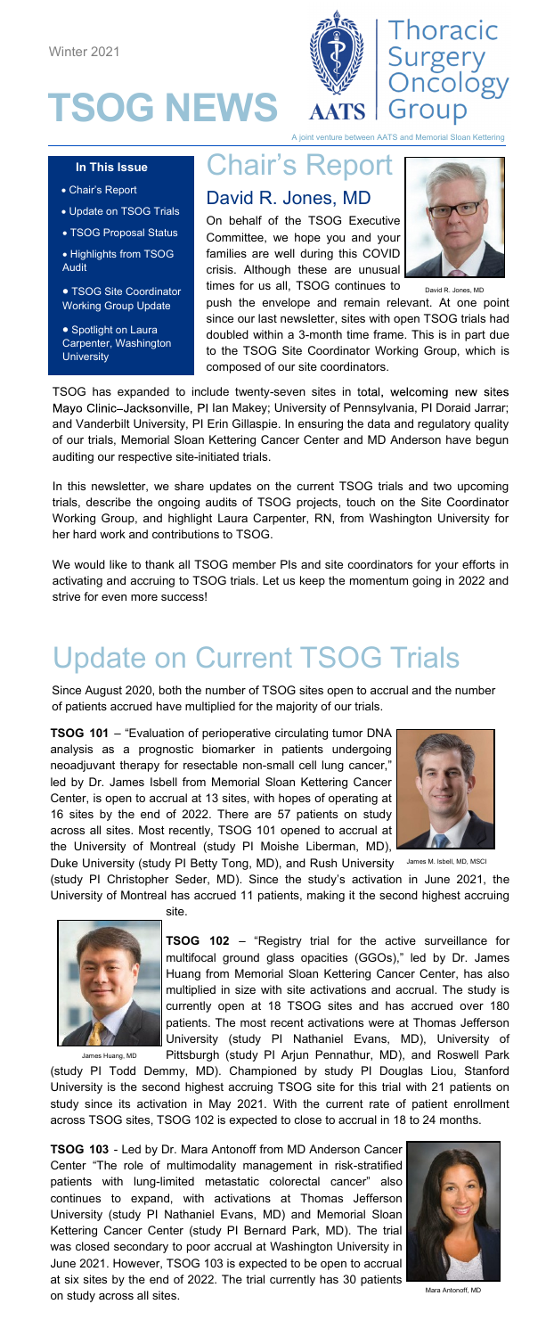Winter 2021

# TSOG NEWS

Thoracic Surgery Oncology Group

A joint venture between AATS and Memorial Sloan Kettering

**In This Issue**

- Chair's Report
- Update on TSOG Trials
- TSOG Proposal Status
- Highlights from TSOG Audit
- TSOG Site Coordinator Working Group Update
- Spotlight on Laura Carpenter, Washington University

# Chair's Report

## David R. Jones, MD

On behalf of the TSOG Executive Committee, we hope you and your families are well during this COVID crisis. Although these are unusual times for us all, TSOG continues to push the envelope and remain relevant. At one point since our last newsletter, sites with open TSOG trials had doubled within a 3-month time frame. This is in part due to the TSOG Site Coordinator Working Group, which is composed of our site coordinators.

David R. Jones, MD

TSOG has expanded to include twenty-seven sites in total, welcoming new sites Mayo Clinic–Jacksonville, PI Ian Makey; University of Pennsylvania, PI Doraid Jarrar; and Vanderbilt University, PI Erin Gillaspie. In ensuring the data and regulatory quality of our trials, Memorial Sloan Kettering Cancer Center and MD Anderson have begun auditing our respective site-initiated trials.

In this newsletter, we share updates on the current TSOG trials and two upcoming trials, describe the ongoing audits of TSOG projects, touch on the Site Coordinator Working Group, and highlight Laura Carpenter, RN, from Washington University for her hard work and contributions to TSOG.

We would like to thank all TSOG member PIs and site coordinators for your efforts in activating and accruing to TSOG trials. Let us keep the momentum going in 2022 and strive for even more success!

# Update on Current TSOG Trials

Since August 2020, both the number of TSOG sites open to accrual and the number of patients accrued have multiplied for the majority of our trials.

**TSOG 101** – "Evaluation of perioperative circulating tumor DNA analysis as a prognostic biomarker in patients undergoing neoadjuvant therapy for resectable non-small cell lung cancer," led by Dr. James Isbell from Memorial Sloan Kettering Cancer Center, is open to accrual at 13 sites, with hopes of operating at 16 sites by the end of 2022. There are 57 patients on study across all sites. Most recently, TSOG 101 opened to accrual at the University of Montreal (study PI Moishe Liberman, MD), Duke University (study PI Betty Tong, MD), and Rush University (study PI Christopher Seder, MD). Since the study's activation in June 2021, the University of Montreal has accrued 11 patients, making it the second highest accruing site.

James M. Isbell, MD, MSCI

**TSOG 102** – "Registry trial for the active surveillance for multifocal ground glass opacities (GGOs)," led by Dr. James Huang from Memorial Sloan Kettering Cancer Center, has also multiplied in size with site activations and accrual. The study is currently open at 18 TSOG sites and has accrued over 180 patients. The most recent activations were at Thomas Jefferson University (study PI Nathaniel Evans, MD), University of Pittsburgh (study PI Arjun Pennathur, MD), and Roswell Park (study PI Todd Demmy, MD). Championed by study PI Douglas Liou, Stanford University is the second highest accruing TSOG site for this trial with 21 patients on study since its activation in May 2021. With the current rate of patient enrollment across TSOG sites, TSOG 102 is expected to close to accrual in 18 to 24 months.

James Huang, MD

**TSOG 103** - Led by Dr. Mara Antonoff from MD Anderson Cancer Center "The role of multimodality management in risk-stratified patients with lung-limited metastatic colorectal cancer" also continues to expand, with activations at Thomas Jefferson University (study PI Nathaniel Evans, MD) and Memorial Sloan Kettering Cancer Center (study PI Bernard Park, MD). The trial was closed secondary to poor accrual at Washington University in June 2021. However, TSOG 103 is expected to be open to accrual at six sites by the end of 2022. The trial currently has 30 patients on study across all sites.

Mara Antonoff, MD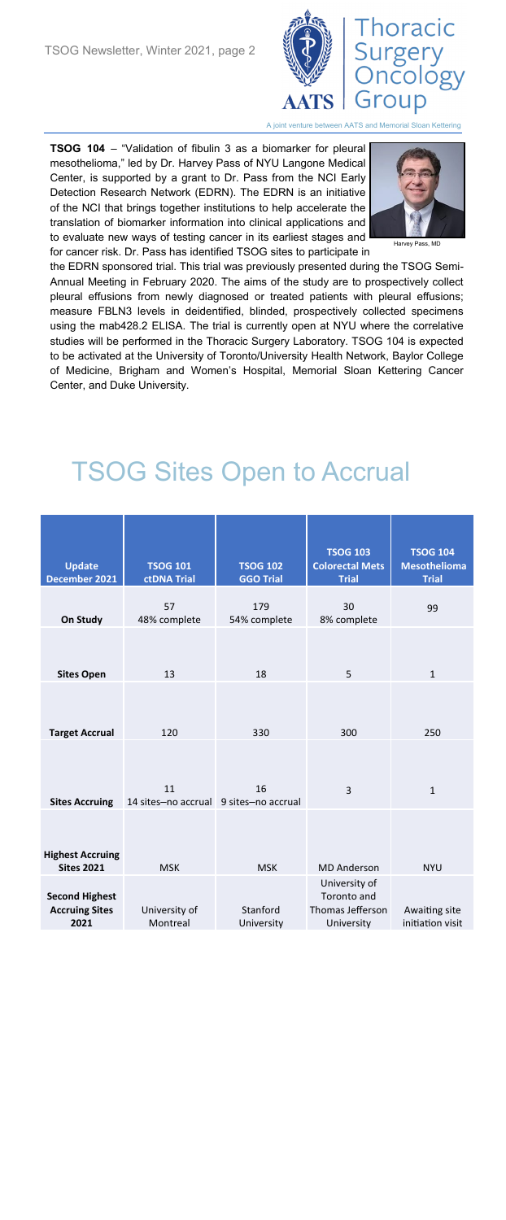**TSOG 104** – "Validation of fibulin 3 as a biomarker for pleural mesothelioma," led by Dr. Harvey Pass of NYU Langone Medical Center, is supported by a grant to Dr. Pass from the NCI Early Detection Research Network (EDRN). The EDRN is an initiative of the NCI that brings together institutions to help accelerate the translation of biomarker information into clinical applications and to evaluate new ways of testing cancer in its earliest stages and for cancer risk. Dr. Pass has identified TSOG sites to participate in the EDRN sponsored trial. This trial was previously presented during the TSOG Semi-Annual Meeting in February 2020. The aims of the study are to prospectively collect pleural effusions from newly diagnosed or treated patients with pleural effusions; measure FBLN3 levels in deidentified, blinded, prospectively collected specimens using the mab428.2 ELISA. The trial is currently open at NYU where the correlative studies will be performed in the Thoracic Surgery Laboratory. TSOG 104 is expected to be activated at the University of Toronto/University Health Network, Baylor College of Medicine, Brigham and Women's Hospital, Memorial Sloan Kettering Cancer Center, and Duke University.

Harvey Pass, MD

# TSOG Sites Open to Accrual

| Update December 2021 | TSOG 101 ctDNA Trial | TSOG 102 GGO Trial | TSOG 103 Colorectal Mets Trial | TSOG 104 Mesothelioma Trial |
|---|---|---|---|---|
| On Study | 57<br>48% complete | 179<br>54% complete | 30<br>8% complete | 99 |
| Sites Open | 13 | 18 | 5 | 1 |
| Target Accrual | 120 | 330 | 300 | 250 |
| Sites Accruing | 11<br>14 sites–no accrual | 16<br>9 sites–no accrual | 3 | 1 |
| Highest Accruing Sites 2021 | MSK | MSK | MD Anderson | NYU |
| Second Highest Accruing Sites 2021 | University of Montreal | Stanford University | University of Toronto and Thomas Jefferson University | Awaiting site initiation visit |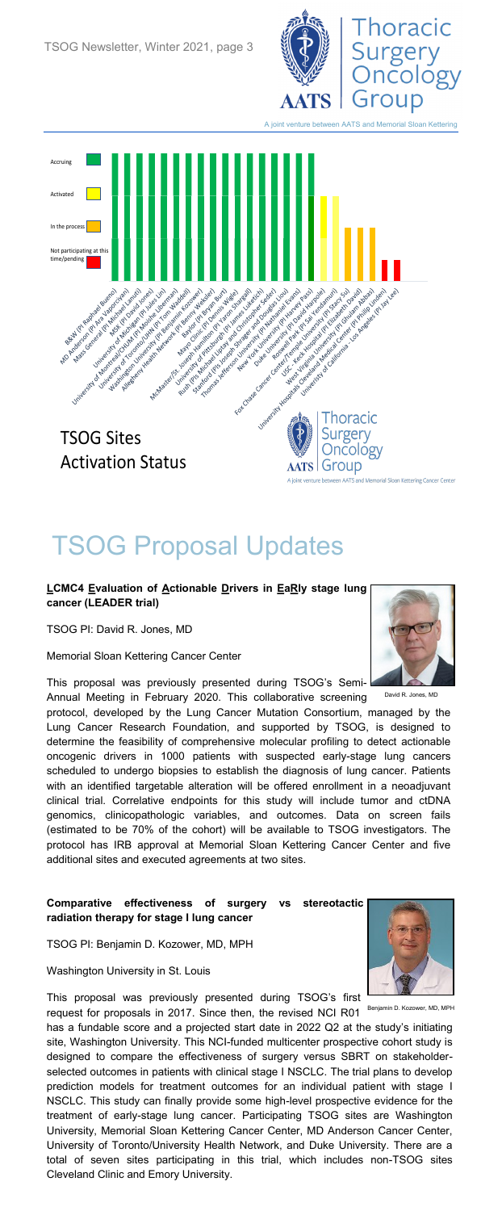A joint venture between AATS and Memorial Sloan Kettering

Accruing

Activated

In the process

Not participating at this time/pending

B&W (PI Raphael Bueno)
MD Anderson (PI Ara Vaporciyan)
Mass General (PI Michael Lanuti)
MSK (PI David Jones)
University of Michigan (PI Jules Lin)
University of Montreal/CHUM (PI Moishe Liberman)
University of Toronto/UHN (PI Tom Waddell)
Washington University (PI Benjamin Kozower)
Allegheny Health Network (PI Benny Weksler)
McMaster/St. Joseph Hamilton (PI Yaron Shargall)
Mayo Clinic (PI Dennis Wigle)
Baylor (PI Bryan Burt)
University of Pittsburgh (PI James Luketich)
Rush (PIs Michael Liptay and Christopher Seder)
Stanford (PIs Joseph Shrager and Douglas Liou)
Thomas Jefferson University (PI Nathaniel Evans)
New York University (PI Harvey Pass)
Duke University (PI David Harpole)
Fox Chase Cancer Center/Temple University (PI Stacy Su)
Roswell Park (PI Sai Yendamuri)
USC - Keck Hospital (PI Elizabeth David)
West Virginia University (PI Ghulam Abbas)
University Hospitals Cleveland Medical Center (PI Philip Linden)
University of California - Los Angeles (PI Jay Lee)

## TSOG Sites Activation Status

A joint venture between AATS and Memorial Sloan Kettering Cancer Center

# TSOG Proposal Updates

**LCMC4 Evaluation of Actionable Drivers in EaRly stage lung cancer (LEADER trial)**

TSOG PI: David R. Jones, MD

Memorial Sloan Kettering Cancer Center

David R. Jones, MD

This proposal was previously presented during TSOG's Semi-Annual Meeting in February 2020. This collaborative screening protocol, developed by the Lung Cancer Mutation Consortium, managed by the Lung Cancer Research Foundation, and supported by TSOG, is designed to determine the feasibility of comprehensive molecular profiling to detect actionable oncogenic drivers in 1000 patients with suspected early-stage lung cancers scheduled to undergo biopsies to establish the diagnosis of lung cancer. Patients with an identified targetable alteration will be offered enrollment in a neoadjuvant clinical trial. Correlative endpoints for this study will include tumor and ctDNA genomics, clinicopathologic variables, and outcomes. Data on screen fails (estimated to be 70% of the cohort) will be available to TSOG investigators. The protocol has IRB approval at Memorial Sloan Kettering Cancer Center and five additional sites and executed agreements at two sites.

**Comparative effectiveness of surgery vs stereotactic radiation therapy for stage I lung cancer**

TSOG PI: Benjamin D. Kozower, MD, MPH

Washington University in St. Louis

Benjamin D. Kozower, MD, MPH

This proposal was previously presented during TSOG's first request for proposals in 2017. Since then, the revised NCI R01 has a fundable score and a projected start date in 2022 Q2 at the study's initiating site, Washington University. This NCI-funded multicenter prospective cohort study is designed to compare the effectiveness of surgery versus SBRT on stakeholder-selected outcomes in patients with clinical stage I NSCLC. The trial plans to develop prediction models for treatment outcomes for an individual patient with stage I NSCLC. This study can finally provide some high-level prospective evidence for the treatment of early-stage lung cancer. Participating TSOG sites are Washington University, Memorial Sloan Kettering Cancer Center, MD Anderson Cancer Center, University of Toronto/University Health Network, and Duke University. There are a total of seven sites participating in this trial, which includes non-TSOG sites Cleveland Clinic and Emory University.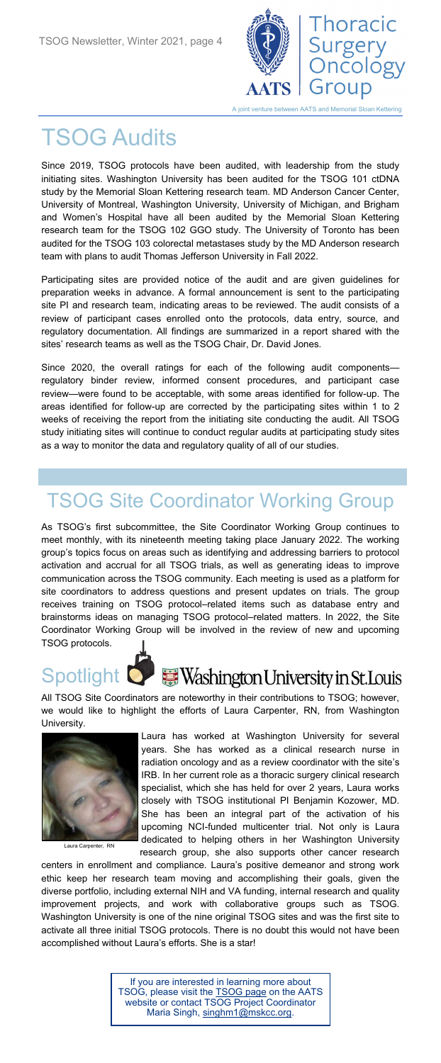# TSOG Audits

Since 2019, TSOG protocols have been audited, with leadership from the study initiating sites. Washington University has been audited for the TSOG 101 ctDNA study by the Memorial Sloan Kettering research team. MD Anderson Cancer Center, University of Montreal, Washington University, University of Michigan, and Brigham and Women's Hospital have all been audited by the Memorial Sloan Kettering research team for the TSOG 102 GGO study. The University of Toronto has been audited for the TSOG 103 colorectal metastases study by the MD Anderson research team with plans to audit Thomas Jefferson University in Fall 2022.

Participating sites are provided notice of the audit and are given guidelines for preparation weeks in advance. A formal announcement is sent to the participating site PI and research team, indicating areas to be reviewed. The audit consists of a review of participant cases enrolled onto the protocols, data entry, source, and regulatory documentation. All findings are summarized in a report shared with the sites' research teams as well as the TSOG Chair, Dr. David Jones.

Since 2020, the overall ratings for each of the following audit components—regulatory binder review, informed consent procedures, and participant case review—were found to be acceptable, with some areas identified for follow-up. The areas identified for follow-up are corrected by the participating sites within 1 to 2 weeks of receiving the report from the initiating site conducting the audit. All TSOG study initiating sites will continue to conduct regular audits at participating study sites as a way to monitor the data and regulatory quality of all of our studies.

# TSOG Site Coordinator Working Group

As TSOG's first subcommittee, the Site Coordinator Working Group continues to meet monthly, with its nineteenth meeting taking place January 2022. The working group's topics focus on areas such as identifying and addressing barriers to protocol activation and accrual for all TSOG trials, as well as generating ideas to improve communication across the TSOG community. Each meeting is used as a platform for site coordinators to address questions and present updates on trials. The group receives training on TSOG protocol–related items such as database entry and brainstorms ideas on managing TSOG protocol–related matters. In 2022, the Site Coordinator Working Group will be involved in the review of new and upcoming TSOG protocols.

# Spotlight Washington University in St. Louis

All TSOG Site Coordinators are noteworthy in their contributions to TSOG; however, we would like to highlight the efforts of Laura Carpenter, RN, from Washington University.

Laura Carpenter, RN

Laura has worked at Washington University for several years. She has worked as a clinical research nurse in radiation oncology and as a review coordinator with the site's IRB. In her current role as a thoracic surgery clinical research specialist, which she has held for over 2 years, Laura works closely with TSOG institutional PI Benjamin Kozower, MD. She has been an integral part of the activation of his upcoming NCI-funded multicenter trial. Not only is Laura dedicated to helping others in her Washington University research group, she also supports other cancer research centers in enrollment and compliance. Laura's positive demeanor and strong work ethic keep her research team moving and accomplishing their goals, given the diverse portfolio, including external NIH and VA funding, internal research and quality improvement projects, and work with collaborative groups such as TSOG. Washington University is one of the nine original TSOG sites and was the first site to activate all three initial TSOG protocols. There is no doubt this would not have been accomplished without Laura's efforts. She is a star!

If you are interested in learning more about TSOG, please visit the TSOG page on the AATS website or contact TSOG Project Coordinator Maria Singh, singhm1@mskcc.org.